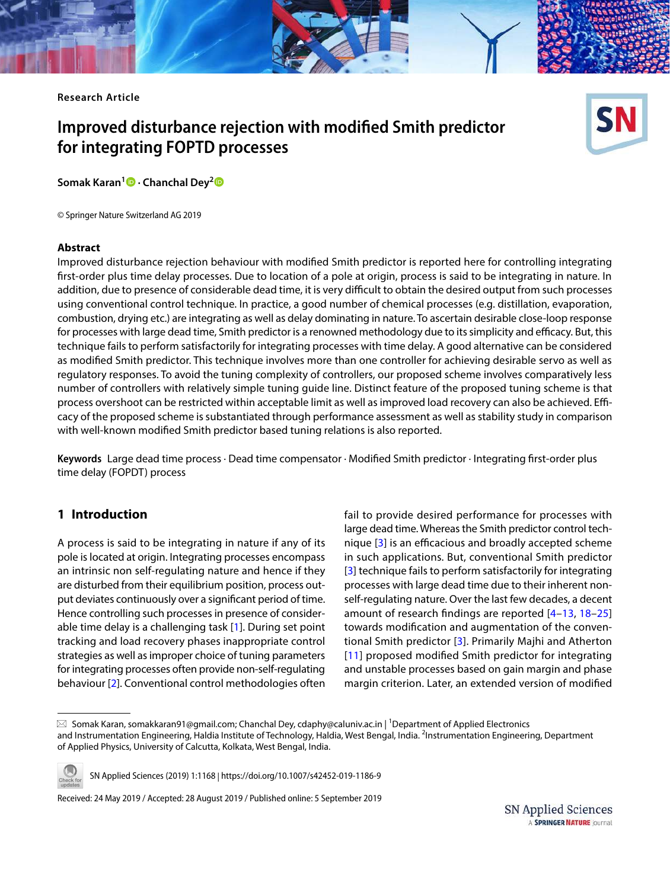Research Article

# Improved disturbance rejection with modified Smith predictor for integrating FOPTD processes

**Somak Karan[1] · Chanchal Dey[2]**

© Springer Nature Switzerland AG 2019

## Abstract

Improved disturbance rejection behaviour with modified Smith predictor is reported here for controlling integrating first-order plus time delay processes. Due to location of a pole at origin, process is said to be integrating in nature. In addition, due to presence of considerable dead time, it is very difficult to obtain the desired output from such processes using conventional control technique. In practice, a good number of chemical processes (e.g. distillation, evaporation, combustion, drying etc.) are integrating as well as delay dominating in nature. To ascertain desirable close-loop response for processes with large dead time, Smith predictor is a renowned methodology due to its simplicity and efficacy. But, this technique fails to perform satisfactorily for integrating processes with time delay. A good alternative can be considered as modified Smith predictor. This technique involves more than one controller for achieving desirable servo as well as regulatory responses. To avoid the tuning complexity of controllers, our proposed scheme involves comparatively less number of controllers with relatively simple tuning guide line. Distinct feature of the proposed tuning scheme is that process overshoot can be restricted within acceptable limit as well as improved load recovery can also be achieved. Efficacy of the proposed scheme is substantiated through performance assessment as well as stability study in comparison with well-known modified Smith predictor based tuning relations is also reported.

**Keywords** Large dead time process · Dead time compensator · Modified Smith predictor · Integrating first-order plus time delay (FOPDT) process

## 1 Introduction

A process is said to be integrating in nature if any of its pole is located at origin. Integrating processes encompass an intrinsic non self-regulating nature and hence if they are disturbed from their equilibrium position, process output deviates continuously over a significant period of time. Hence controlling such processes in presence of considerable time delay is a challenging task [1]. During set point tracking and load recovery phases inappropriate control strategies as well as improper choice of tuning parameters for integrating processes often provide non-self-regulating behaviour [2]. Conventional control methodologies often fail to provide desired performance for processes with large dead time. Whereas the Smith predictor control technique [3] is an efficacious and broadly accepted scheme in such applications. But, conventional Smith predictor [3] technique fails to perform satisfactorily for integrating processes with large dead time due to their inherent non-self-regulating nature. Over the last few decades, a decent amount of research findings are reported [4–13, 18–25] towards modification and augmentation of the conventional Smith predictor [3]. Primarily Majhi and Atherton [11] proposed modified Smith predictor for integrating and unstable processes based on gain margin and phase margin criterion. Later, an extended version of modified

---

✉ Somak Karan, somakkaran91@gmail.com; Chanchal Dey, cdaphy@caluniv.ac.in | [1]Department of Applied Electronics and Instrumentation Engineering, Haldia Institute of Technology, Haldia, West Bengal, India. [2]Instrumentation Engineering, Department of Applied Physics, University of Calcutta, Kolkata, West Bengal, India.

SN Applied Sciences (2019) 1:1168 | https://doi.org/10.1007/s42452-019-1186-9

Received: 24 May 2019 / Accepted: 28 August 2019 / Published online: 5 September 2019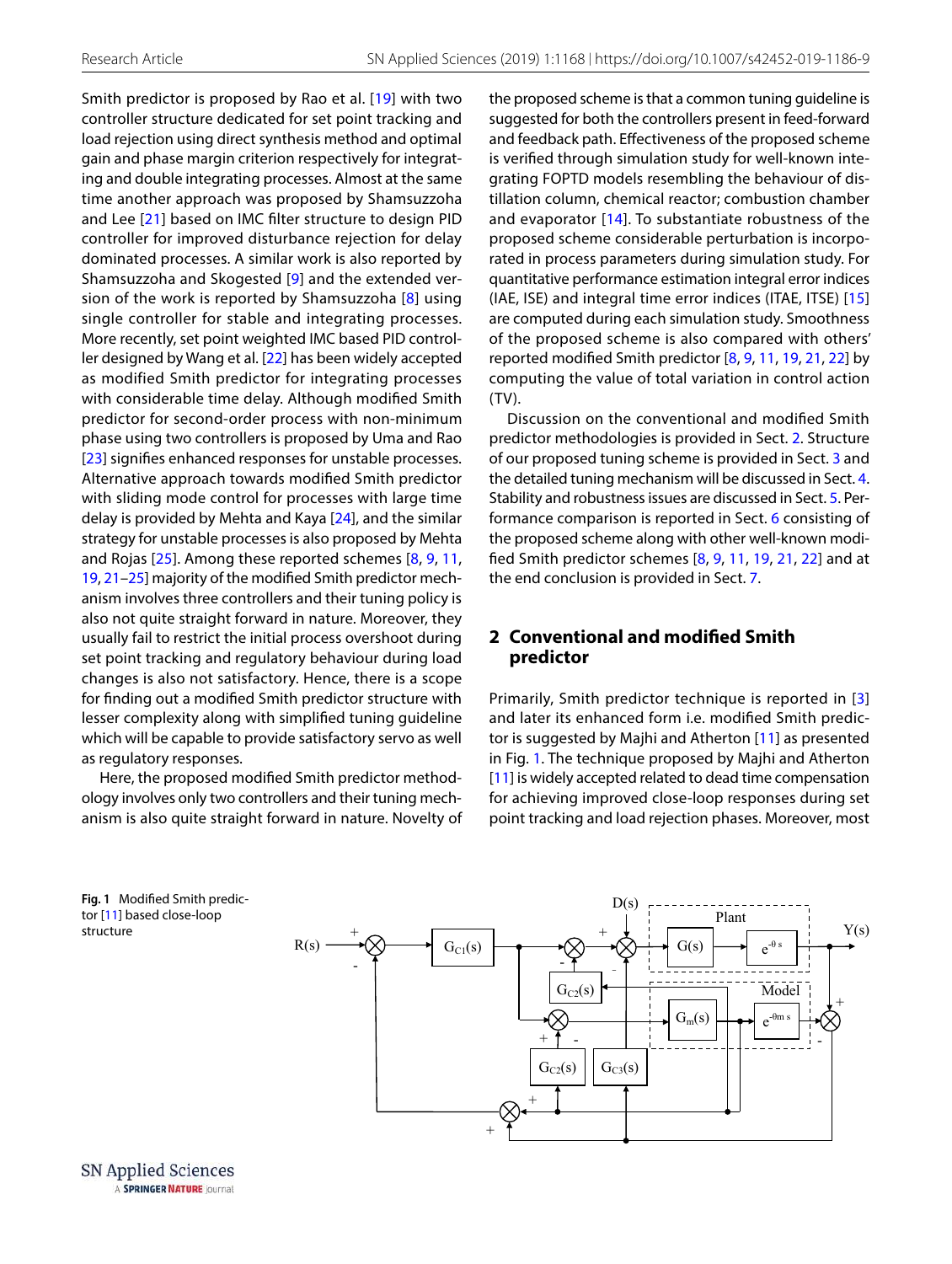Smith predictor is proposed by Rao et al. [19] with two controller structure dedicated for set point tracking and load rejection using direct synthesis method and optimal gain and phase margin criterion respectively for integrating and double integrating processes. Almost at the same time another approach was proposed by Shamsuzzoha and Lee [21] based on IMC filter structure to design PID controller for improved disturbance rejection for delay dominated processes. A similar work is also reported by Shamsuzzoha and Skogested [9] and the extended version of the work is reported by Shamsuzzoha [8] using single controller for stable and integrating processes. More recently, set point weighted IMC based PID controller designed by Wang et al. [22] has been widely accepted as modified Smith predictor for integrating processes with considerable time delay. Although modified Smith predictor for second-order process with non-minimum phase using two controllers is proposed by Uma and Rao [23] signifies enhanced responses for unstable processes. Alternative approach towards modified Smith predictor with sliding mode control for processes with large time delay is provided by Mehta and Kaya [24], and the similar strategy for unstable processes is also proposed by Mehta and Rojas [25]. Among these reported schemes [8, 9, 11, 19, 21–25] majority of the modified Smith predictor mechanism involves three controllers and their tuning policy is also not quite straight forward in nature. Moreover, they usually fail to restrict the initial process overshoot during set point tracking and regulatory behaviour during load changes is also not satisfactory. Hence, there is a scope for finding out a modified Smith predictor structure with lesser complexity along with simplified tuning guideline which will be capable to provide satisfactory servo as well as regulatory responses.

Here, the proposed modified Smith predictor methodology involves only two controllers and their tuning mechanism is also quite straight forward in nature. Novelty of the proposed scheme is that a common tuning guideline is suggested for both the controllers present in feed-forward and feedback path. Effectiveness of the proposed scheme is verified through simulation study for well-known integrating FOPTD models resembling the behaviour of distillation column, chemical reactor; combustion chamber and evaporator [14]. To substantiate robustness of the proposed scheme considerable perturbation is incorporated in process parameters during simulation study. For quantitative performance estimation integral error indices (IAE, ISE) and integral time error indices (ITAE, ITSE) [15] are computed during each simulation study. Smoothness of the proposed scheme is also compared with others' reported modified Smith predictor [8, 9, 11, 19, 21, 22] by computing the value of total variation in control action (TV).

Discussion on the conventional and modified Smith predictor methodologies is provided in Sect. 2. Structure of our proposed tuning scheme is provided in Sect. 3 and the detailed tuning mechanism will be discussed in Sect. 4. Stability and robustness issues are discussed in Sect. 5. Performance comparison is reported in Sect. 6 consisting of the proposed scheme along with other well-known modified Smith predictor schemes [8, 9, 11, 19, 21, 22] and at the end conclusion is provided in Sect. 7.

## 2 Conventional and modified Smith predictor

Primarily, Smith predictor technique is reported in [3] and later its enhanced form i.e. modified Smith predictor is suggested by Majhi and Atherton [11] as presented in Fig. 1. The technique proposed by Majhi and Atherton [11] is widely accepted related to dead time compensation for achieving improved close-loop responses during set point tracking and load rejection phases. Moreover, most

**Fig. 1** Modified Smith predictor [11] based close-loop structure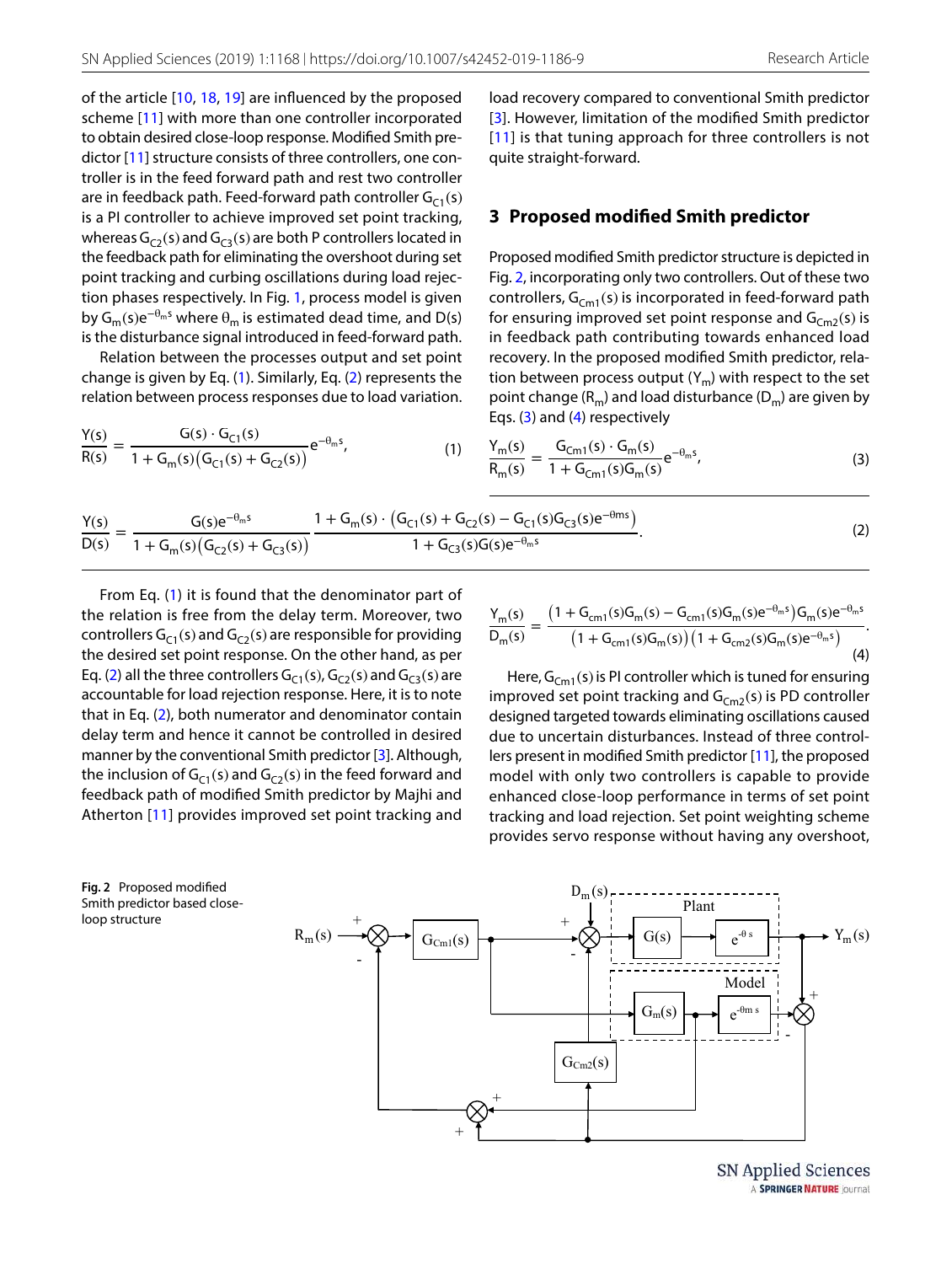of the article [10, 18, 19] are influenced by the proposed scheme [11] with more than one controller incorporated to obtain desired close-loop response. Modified Smith predictor [11] structure consists of three controllers, one controller is in the feed forward path and rest two controller are in feedback path. Feed-forward path controller $G_{C1}(s)$ is a PI controller to achieve improved set point tracking, whereas $G_{C2}(s)$ and $G_{C3}(s)$ are both P controllers located in the feedback path for eliminating the overshoot during set point tracking and curbing oscillations during load rejection phases respectively. In Fig. 1, process model is given by $G_m(s)e^{-\theta_m s}$ where $\theta_m$ is estimated dead time, and D(s) is the disturbance signal introduced in feed-forward path.

Relation between the processes output and set point change is given by Eq. (1). Similarly, Eq. (2) represents the relation between process responses due to load variation.

$$\frac{Y(s)}{R(s)} = \frac{G(s) \cdot G_{C1}(s)}{1 + G_m(s)\left(G_{C1}(s) + G_{C2}(s)\right)} e^{-\theta_m s}, \tag{1}$$

$$\frac{Y(s)}{D(s)} = \frac{G(s)e^{-\theta_m s}}{1 + G_m(s)\left(G_{C2}(s) + G_{C3}(s)\right)} \frac{1 + G_m(s) \cdot \left(G_{C1}(s) + G_{C2}(s) - G_{C1}(s)G_{C3}(s)e^{-\theta m s}\right)}{1 + G_{C3}(s)G(s)e^{-\theta_m s}}. \tag{2}$$

From Eq. (1) it is found that the denominator part of the relation is free from the delay term. Moreover, two controllers $G_{C1}(s)$ and $G_{C2}(s)$ are responsible for providing the desired set point response. On the other hand, as per Eq. (2) all the three controllers $G_{C1}(s)$, $G_{C2}(s)$ and $G_{C3}(s)$ are accountable for load rejection response. Here, it is to note that in Eq. (2), both numerator and denominator contain delay term and hence it cannot be controlled in desired manner by the conventional Smith predictor [3]. Although, the inclusion of $G_{C1}(s)$ and $G_{C2}(s)$ in the feed forward and feedback path of modified Smith predictor by Majhi and Atherton [11] provides improved set point tracking and load recovery compared to conventional Smith predictor [3]. However, limitation of the modified Smith predictor [11] is that tuning approach for three controllers is not quite straight-forward.

## 3 Proposed modified Smith predictor

Proposed modified Smith predictor structure is depicted in Fig. 2, incorporating only two controllers. Out of these two controllers, $G_{Cm1}(s)$ is incorporated in feed-forward path for ensuring improved set point response and $G_{Cm2}(s)$ is in feedback path contributing towards enhanced load recovery. In the proposed modified Smith predictor, relation between process output ($Y_m$) with respect to the set point change ($R_m$) and load disturbance ($D_m$) are given by Eqs. (3) and (4) respectively

$$\frac{Y_m(s)}{R_m(s)} = \frac{G_{Cm1}(s) \cdot G_m(s)}{1 + G_{Cm1}(s)G_m(s)} e^{-\theta_m s}, \tag{3}$$

$$\frac{Y_m(s)}{D_m(s)} = \frac{\left(1 + G_{cm1}(s)G_m(s) - G_{cm1}(s)G_m(s)e^{-\theta_m s}\right)G_m(s)e^{-\theta_m s}}{\left(1 + G_{cm1}(s)G_m(s)\right)\left(1 + G_{cm2}(s)G_m(s)e^{-\theta_m s}\right)}. \tag{4}$$

Here, $G_{Cm1}(s)$ is PI controller which is tuned for ensuring improved set point tracking and $G_{Cm2}(s)$ is PD controller designed targeted towards eliminating oscillations caused due to uncertain disturbances. Instead of three controllers present in modified Smith predictor [11], the proposed model with only two controllers is capable to provide enhanced close-loop performance in terms of set point tracking and load rejection. Set point weighting scheme provides servo response without having any overshoot,

**Fig. 2** Proposed modified Smith predictor based close-loop structure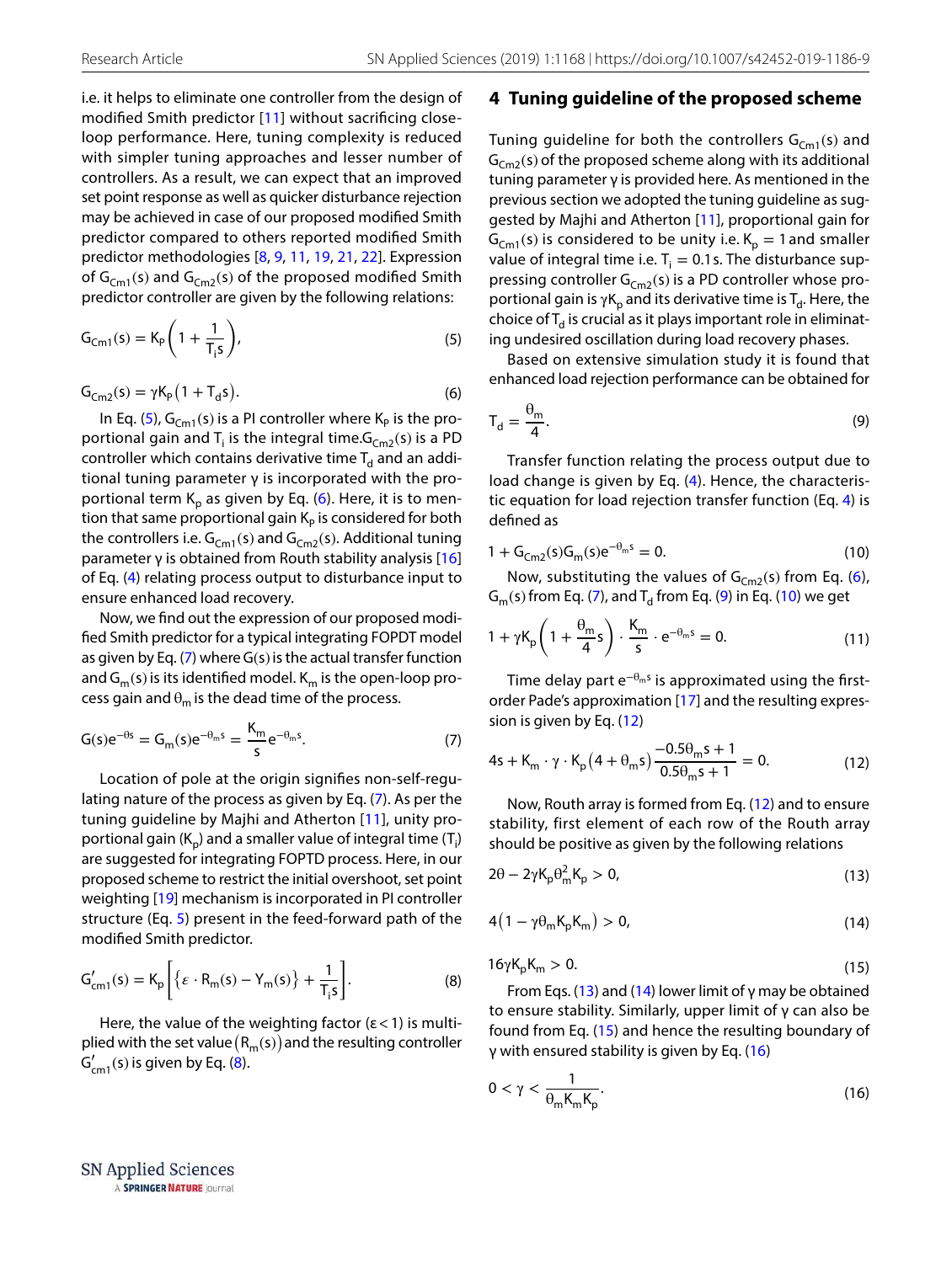i.e. it helps to eliminate one controller from the design of modified Smith predictor [11] without sacrificing close-loop performance. Here, tuning complexity is reduced with simpler tuning approaches and lesser number of controllers. As a result, we can expect that an improved set point response as well as quicker disturbance rejection may be achieved in case of our proposed modified Smith predictor compared to others reported modified Smith predictor methodologies [8, 9, 11, 19, 21, 22]. Expression of $G_{Cm1}(s)$ and $G_{Cm2}(s)$ of the proposed modified Smith predictor controller are given by the following relations:

$$G_{Cm1}(s) = K_P\left(1 + \frac{1}{T_i s}\right), \tag{5}$$

$$G_{Cm2}(s) = \gamma K_P\left(1 + T_d s\right). \tag{6}$$

In Eq. (5), $G_{Cm1}(s)$ is a PI controller where $K_P$ is the proportional gain and $T_i$ is the integral time. $G_{Cm2}(s)$ is a PD controller which contains derivative time $T_d$ and an additional tuning parameter $\gamma$ is incorporated with the proportional term $K_p$ as given by Eq. (6). Here, it is to mention that same proportional gain $K_P$ is considered for both the controllers i.e. $G_{Cm1}(s)$ and $G_{Cm2}(s)$. Additional tuning parameter $\gamma$ is obtained from Routh stability analysis [16] of Eq. (4) relating process output to disturbance input to ensure enhanced load recovery.

Now, we find out the expression of our proposed modified Smith predictor for a typical integrating FOPDT model as given by Eq. (7) where $G(s)$ is the actual transfer function and $G_m(s)$ is its identified model. $K_m$ is the open-loop process gain and $\theta_m$ is the dead time of the process.

$$G(s)e^{-\theta s} = G_m(s)e^{-\theta_m s} = \frac{K_m}{s}e^{-\theta_m s}. \tag{7}$$

Location of pole at the origin signifies non-self-regulating nature of the process as given by Eq. (7). As per the tuning guideline by Majhi and Atherton [11], unity proportional gain ($K_p$) and a smaller value of integral time ($T_i$) are suggested for integrating FOPTD process. Here, in our proposed scheme to restrict the initial overshoot, set point weighting [19] mechanism is incorporated in PI controller structure (Eq. 5) present in the feed-forward path of the modified Smith predictor.

$$G'_{cm1}(s) = K_p\left[\left\{\varepsilon \cdot R_m(s) - Y_m(s)\right\} + \frac{1}{T_i s}\right]. \tag{8}$$

Here, the value of the weighting factor ($\varepsilon < 1$) is multiplied with the set value $\left(R_m(s)\right)$ and the resulting controller $G'_{cm1}(s)$ is given by Eq. (8).

## 4 Tuning guideline of the proposed scheme

Tuning guideline for both the controllers $G_{Cm1}(s)$ and $G_{Cm2}(s)$ of the proposed scheme along with its additional tuning parameter $\gamma$ is provided here. As mentioned in the previous section we adopted the tuning guideline as suggested by Majhi and Atherton [11], proportional gain for $G_{Cm1}(s)$ is considered to be unity i.e. $K_p = 1$ and smaller value of integral time i.e. $T_i = 0.1$ s. The disturbance suppressing controller $G_{Cm2}(s)$ is a PD controller whose proportional gain is $\gamma K_p$ and its derivative time is $T_d$. Here, the choice of $T_d$ is crucial as it plays important role in eliminating undesired oscillation during load recovery phases.

Based on extensive simulation study it is found that enhanced load rejection performance can be obtained for

$$T_d = \frac{\theta_m}{4}. \tag{9}$$

Transfer function relating the process output due to load change is given by Eq. (4). Hence, the characteristic equation for load rejection transfer function (Eq. 4) is defined as

$$1 + G_{Cm2}(s)G_m(s)e^{-\theta_m s} = 0. \tag{10}$$

Now, substituting the values of $G_{Cm2}(s)$ from Eq. (6), $G_m(s)$ from Eq. (7), and $T_d$ from Eq. (9) in Eq. (10) we get

$$1 + \gamma K_p\left(1 + \frac{\theta_m}{4}s\right) \cdot \frac{K_m}{s} \cdot e^{-\theta_m s} = 0. \tag{11}$$

Time delay part $e^{-\theta_m s}$ is approximated using the first-order Pade's approximation [17] and the resulting expression is given by Eq. (12)

$$4s + K_m \cdot \gamma \cdot K_p\left(4 + \theta_m s\right)\frac{-0.5\theta_m s + 1}{0.5\theta_m s + 1} = 0. \tag{12}$$

Now, Routh array is formed from Eq. (12) and to ensure stability, first element of each row of the Routh array should be positive as given by the following relations

$$2\theta - 2\gamma K_p \theta_m^2 K_p > 0, \tag{13}$$

$$4\left(1 - \gamma\theta_m K_p K_m\right) > 0, \tag{14}$$

$$16\gamma K_p K_m > 0. \tag{15}$$

From Eqs. (13) and (14) lower limit of $\gamma$ may be obtained to ensure stability. Similarly, upper limit of $\gamma$ can also be found from Eq. (15) and hence the resulting boundary of $\gamma$ with ensured stability is given by Eq. (16)

$$0 < \gamma < \frac{1}{\theta_m K_m K_p}. \tag{16}$$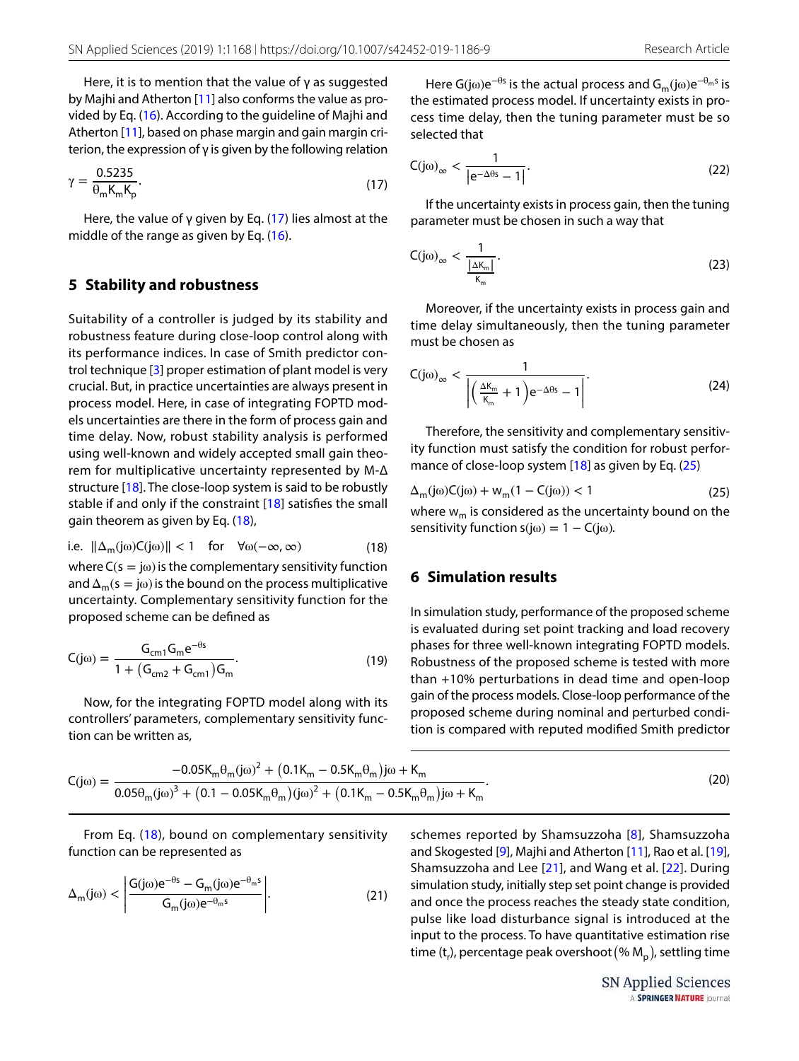Here, it is to mention that the value of γ as suggested by Majhi and Atherton [11] also conforms the value as provided by Eq. (16). According to the guideline of Majhi and Atherton [11], based on phase margin and gain margin criterion, the expression of γ is given by the following relation

$$\gamma = \frac{0.5235}{\theta_m K_m K_p}. \tag{17}$$

Here, the value of γ given by Eq. (17) lies almost at the middle of the range as given by Eq. (16).

## 5 Stability and robustness

Suitability of a controller is judged by its stability and robustness feature during close-loop control along with its performance indices. In case of Smith predictor control technique [3] proper estimation of plant model is very crucial. But, in practice uncertainties are always present in process model. Here, in case of integrating FOPTD models uncertainties are there in the form of process gain and time delay. Now, robust stability analysis is performed using well-known and widely accepted small gain theorem for multiplicative uncertainty represented by M-Δ structure [18]. The close-loop system is said to be robustly stable if and only if the constraint [18] satisfies the small gain theorem as given by Eq. (18),

$$\text{i.e.} \quad \|\Delta_m(j\omega)C(j\omega)\| < 1 \quad \text{for} \quad \forall\omega(-\infty, \infty) \tag{18}$$

where $C(s = j\omega)$ is the complementary sensitivity function and $\Delta_m(s = j\omega)$ is the bound on the process multiplicative uncertainty. Complementary sensitivity function for the proposed scheme can be defined as

$$C(j\omega) = \frac{G_{cm1} G_m e^{-\theta s}}{1 + (G_{cm2} + G_{cm1}) G_m}. \tag{19}$$

Now, for the integrating FOPTD model along with its controllers' parameters, complementary sensitivity function can be written as,

$$C(j\omega) = \frac{-0.05K_m\theta_m(j\omega)^2 + (0.1K_m - 0.5K_m\theta_m)j\omega + K_m}{0.05\theta_m(j\omega)^3 + (0.1 - 0.05K_m\theta_m)(j\omega)^2 + (0.1K_m - 0.5K_m\theta_m)j\omega + K_m}. \tag{20}$$

From Eq. (18), bound on complementary sensitivity function can be represented as

$$\Delta_m(j\omega) < \left| \frac{G(j\omega)e^{-\theta s} - G_m(j\omega)e^{-\theta_m s}}{G_m(j\omega)e^{-\theta_m s}} \right|. \tag{21}$$

Here $G(j\omega)e^{-\theta s}$ is the actual process and $G_m(j\omega)e^{-\theta_m s}$ is the estimated process model. If uncertainty exists in process time delay, then the tuning parameter must be so selected that

$$C(j\omega)_\infty < \frac{1}{\left|e^{-\Delta\theta s} - 1\right|}. \tag{22}$$

If the uncertainty exists in process gain, then the tuning parameter must be chosen in such a way that

$$C(j\omega)_\infty < \frac{1}{\frac{|\Delta K_m|}{K_m}}. \tag{23}$$

Moreover, if the uncertainty exists in process gain and time delay simultaneously, then the tuning parameter must be chosen as

$$C(j\omega)_\infty < \frac{1}{\left|\left(\frac{\Delta K_m}{K_m} + 1\right)e^{-\Delta\theta s} - 1\right|}. \tag{24}$$

Therefore, the sensitivity and complementary sensitivity function must satisfy the condition for robust performance of close-loop system [18] as given by Eq. (25)

$$\Delta_m(j\omega)C(j\omega) + w_m(1 - C(j\omega)) < 1 \tag{25}$$

where $w_m$ is considered as the uncertainty bound on the sensitivity function $s(j\omega) = 1 - C(j\omega)$.

## 6 Simulation results

In simulation study, performance of the proposed scheme is evaluated during set point tracking and load recovery phases for three well-known integrating FOPTD models. Robustness of the proposed scheme is tested with more than +10% perturbations in dead time and open-loop gain of the process models. Close-loop performance of the proposed scheme during nominal and perturbed condition is compared with reputed modified Smith predictor schemes reported by Shamsuzzoha [8], Shamsuzzoha and Skogested [9], Majhi and Atherton [11], Rao et al. [19], Shamsuzzoha and Lee [21], and Wang et al. [22]. During simulation study, initially step set point change is provided and once the process reaches the steady state condition, pulse like load disturbance signal is introduced at the input to the process. To have quantitative estimation rise time ($t_r$), percentage peak overshoot ($\% M_p$), settling time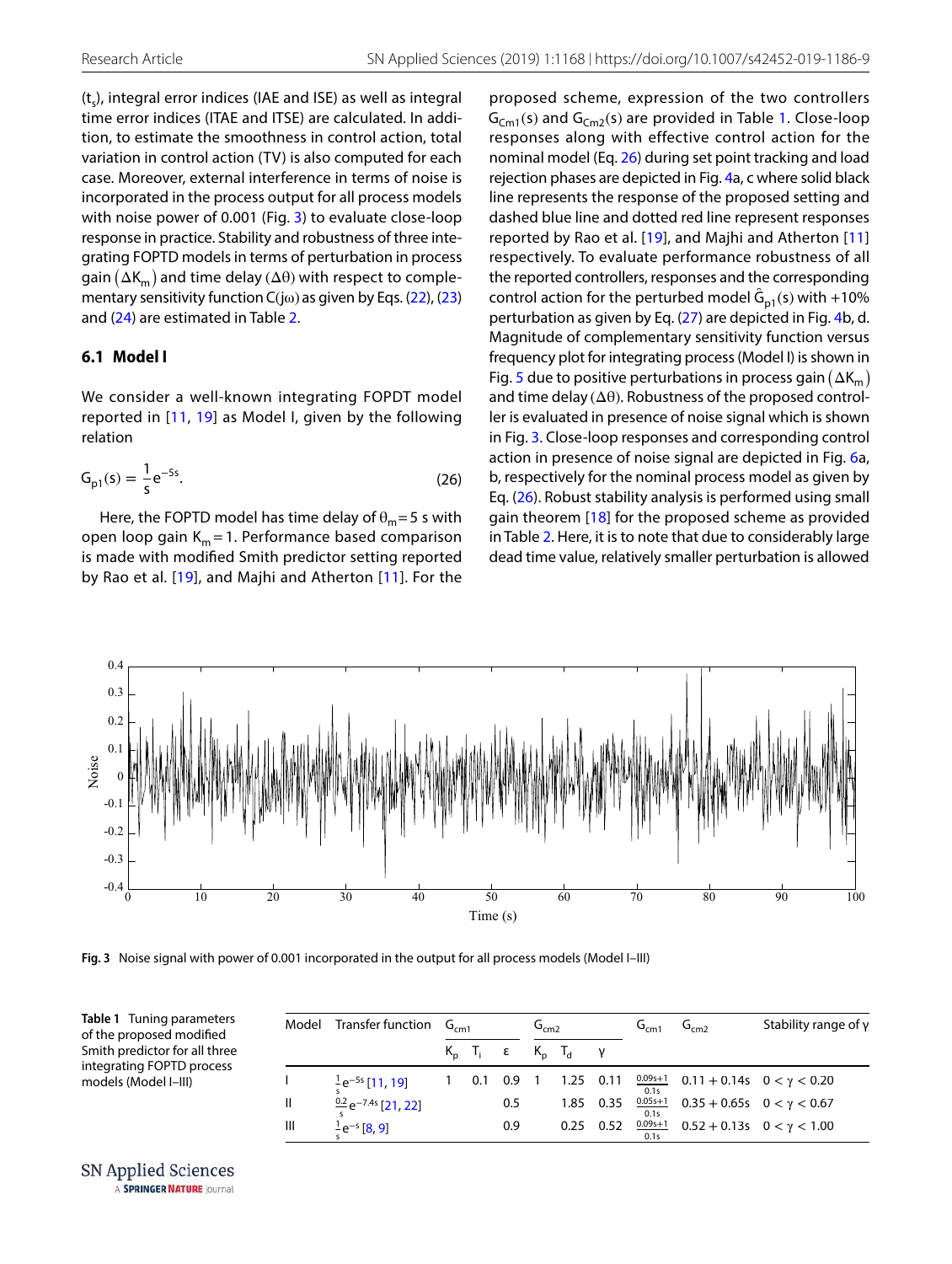($t_s$), integral error indices (IAE and ISE) as well as integral time error indices (ITAE and ITSE) are calculated. In addition, to estimate the smoothness in control action, total variation in control action (TV) is also computed for each case. Moreover, external interference in terms of noise is incorporated in the process output for all process models with noise power of 0.001 (Fig. 3) to evaluate close-loop response in practice. Stability and robustness of three integrating FOPTD models in terms of perturbation in process gain $(\Delta K_m)$ and time delay $(\Delta\theta)$ with respect to complementary sensitivity function $C(j\omega)$ as given by Eqs. (22), (23) and (24) are estimated in Table 2.

### 6.1 Model I

We consider a well-known integrating FOPDT model reported in [11, 19] as Model I, given by the following relation

$$G_{p1}(s) = \frac{1}{s}e^{-5s}. \tag{26}$$

Here, the FOPTD model has time delay of $\theta_m = 5$ s with open loop gain $K_m = 1$. Performance based comparison is made with modified Smith predictor setting reported by Rao et al. [19], and Majhi and Atherton [11]. For the proposed scheme, expression of the two controllers $G_{Cm1}(s)$ and $G_{Cm2}(s)$ are provided in Table 1. Close-loop responses along with effective control action for the nominal model (Eq. 26) during set point tracking and load rejection phases are depicted in Fig. 4a, c where solid black line represents the response of the proposed setting and dashed blue line and dotted red line represent responses reported by Rao et al. [19], and Majhi and Atherton [11] respectively. To evaluate performance robustness of all the reported controllers, responses and the corresponding control action for the perturbed model $\hat{G}_{p1}(s)$ with +10% perturbation as given by Eq. (27) are depicted in Fig. 4b, d. Magnitude of complementary sensitivity function versus frequency plot for integrating process (Model I) is shown in Fig. 5 due to positive perturbations in process gain $(\Delta K_m)$ and time delay $(\Delta\theta)$. Robustness of the proposed controller is evaluated in presence of noise signal which is shown in Fig. 3. Close-loop responses and corresponding control action in presence of noise signal are depicted in Fig. 6a, b, respectively for the nominal process model as given by Eq. (26). Robust stability analysis is performed using small gain theorem [18] for the proposed scheme as provided in Table 2. Here, it is to note that due to considerably large dead time value, relatively smaller perturbation is allowed

Fig. 3 Noise signal with power of 0.001 incorporated in the output for all process models (Model I–III)

Table 1 Tuning parameters of the proposed modified Smith predictor for all three integrating FOPTD process models (Model I–III)

| Model | Transfer function | $G_{cm1}$ | | | $G_{cm2}$ | | | $G_{cm1}$ | $G_{cm2}$ | Stability range of γ |
|---|---|---|---|---|---|---|---|---|---|---|
| | | $K_p$ | $T_i$ | ε | $K_p$ | $T_d$ | γ | | | |
| I | $\frac{1}{s}e^{-5s}$ [11, 19] | 1 | 0.1 | 0.9 | 1 | 1.25 | 0.11 | $\frac{0.09s+1}{0.1s}$ | $0.11 + 0.14s$ | $0 < \gamma < 0.20$ |
| II | $\frac{0.2}{s}e^{-7.4s}$ [21, 22] | | | 0.5 | | 1.85 | 0.35 | $\frac{0.05s+1}{0.1s}$ | $0.35 + 0.65s$ | $0 < \gamma < 0.67$ |
| III | $\frac{1}{s}e^{-s}$ [8, 9] | | | 0.9 | | 0.25 | 0.52 | $\frac{0.09s+1}{0.1s}$ | $0.52 + 0.13s$ | $0 < \gamma < 1.00$ |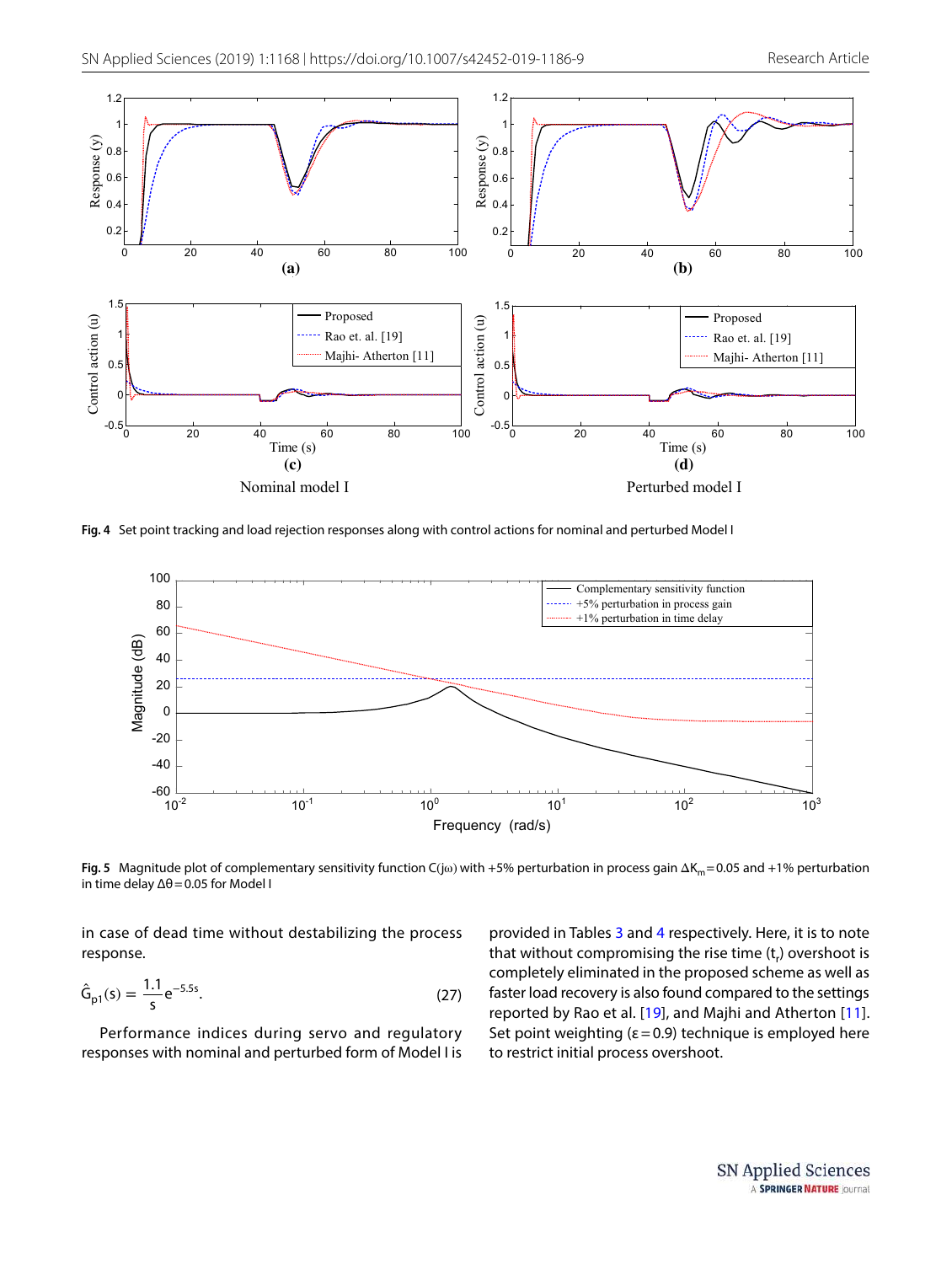Fig. 4 Set point tracking and load rejection responses along with control actions for nominal and perturbed Model I

Fig. 5 Magnitude plot of complementary sensitivity function C(jω) with +5% perturbation in process gain $\Delta K_m = 0.05$ and +1% perturbation in time delay $\Delta\theta = 0.05$ for Model I

in case of dead time without destabilizing the process response.

$$\hat{G}_{p1}(s) = \frac{1.1}{s}e^{-5.5s}. \tag{27}$$

Performance indices during servo and regulatory responses with nominal and perturbed form of Model I is provided in Tables 3 and 4 respectively. Here, it is to note that without compromising the rise time ($t_r$) overshoot is completely eliminated in the proposed scheme as well as faster load recovery is also found compared to the settings reported by Rao et al. [19], and Majhi and Atherton [11]. Set point weighting ($\varepsilon = 0.9$) technique is employed here to restrict initial process overshoot.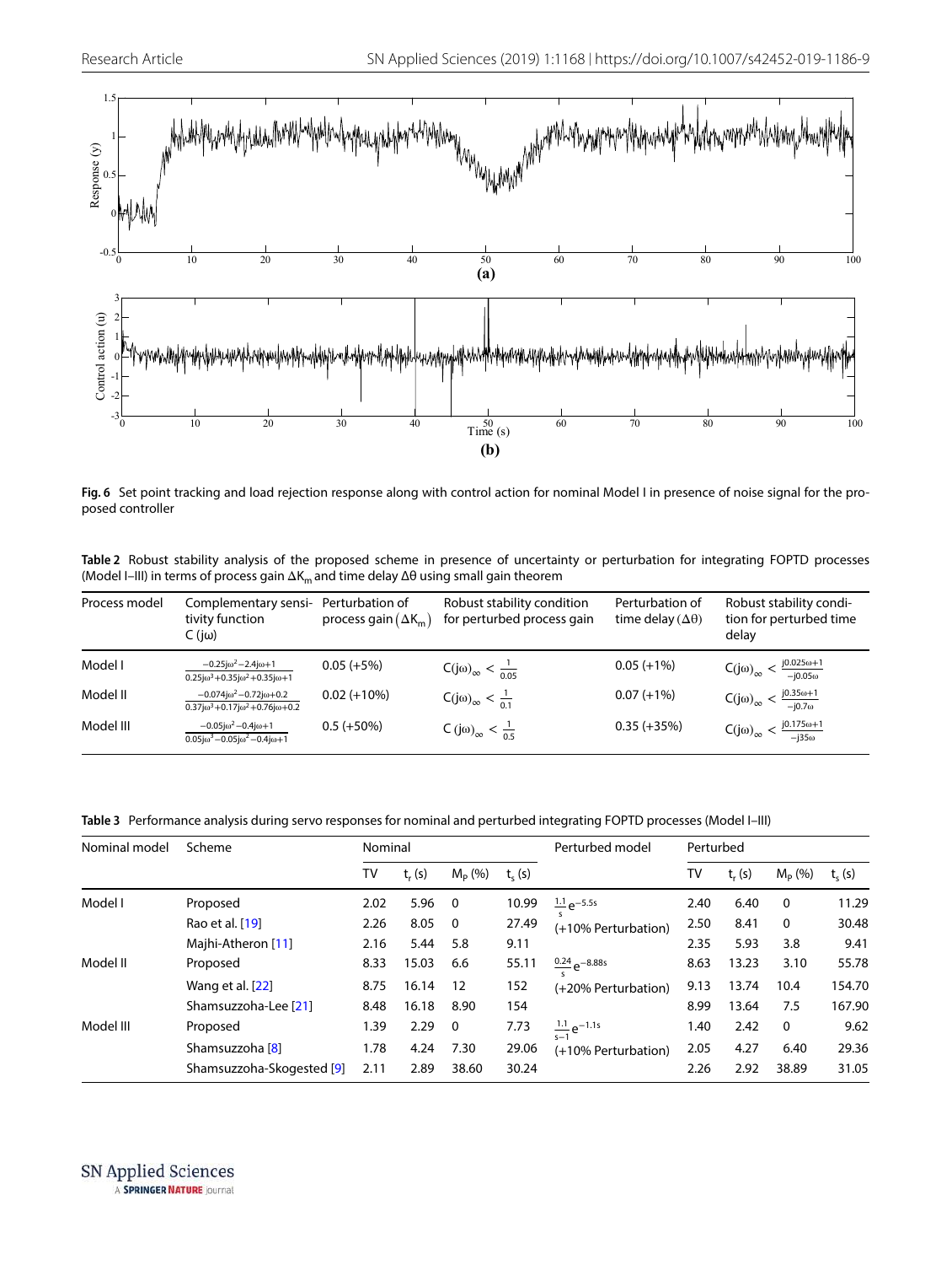Fig. 6 Set point tracking and load rejection response along with control action for nominal Model I in presence of noise signal for the proposed controller

**Table 2** Robust stability analysis of the proposed scheme in presence of uncertainty or perturbation for integrating FOPTD processes (Model I–III) in terms of process gain $\Delta K_m$ and time delay $\Delta\theta$ using small gain theorem

| Process model | Complementary sensitivity function $C(j\omega)$ | Perturbation of process gain $(\Delta K_m)$ | Robust stability condition for perturbed process gain | Perturbation of time delay $(\Delta\theta)$ | Robust stability condition for perturbed time delay |
|---|---|---|---|---|---|
| Model I | $\frac{-0.25j\omega^2-2.4j\omega+1}{0.25j\omega^3+0.35j\omega^2+0.35j\omega+1}$ | 0.05 (+5%) | $C(j\omega)_\infty < \frac{1}{0.05}$ | 0.05 (+1%) | $C(j\omega)_\infty < \frac{j0.025\omega+1}{-j0.05\omega}$ |
| Model II | $\frac{-0.074j\omega^2-0.72j\omega+0.2}{0.37j\omega^3+0.17j\omega^2+0.76j\omega+0.2}$ | 0.02 (+10%) | $C(j\omega)_\infty < \frac{1}{0.1}$ | 0.07 (+1%) | $C(j\omega)_\infty < \frac{j0.35\omega+1}{-j0.7\omega}$ |
| Model III | $\frac{-0.05j\omega^2-0.4j\omega+1}{0.05j\omega^3-0.05j\omega^2-0.4j\omega+1}$ | 0.5 (+50%) | $C(j\omega)_\infty < \frac{1}{0.5}$ | 0.35 (+35%) | $C(j\omega)_\infty < \frac{j0.175\omega+1}{-j35\omega}$ |

**Table 3** Performance analysis during servo responses for nominal and perturbed integrating FOPTD processes (Model I–III)

| Nominal model | Scheme | Nominal | | | | Perturbed model | Perturbed | | | |
|---|---|---|---|---|---|---|---|---|---|---|
| | | TV | $t_r$ (s) | $M_P$ (%) | $t_s$ (s) | | TV | $t_r$ (s) | $M_P$ (%) | $t_s$ (s) |
| Model I | Proposed | 2.02 | 5.96 | 0 | 10.99 | $\frac{1.1}{s}e^{-5.5s}$ | 2.40 | 6.40 | 0 | 11.29 |
| | Rao et al. [19] | 2.26 | 8.05 | 0 | 27.49 | (+10% Perturbation) | 2.50 | 8.41 | 0 | 30.48 |
| | Majhi-Atheron [11] | 2.16 | 5.44 | 5.8 | 9.11 | | 2.35 | 5.93 | 3.8 | 9.41 |
| Model II | Proposed | 8.33 | 15.03 | 6.6 | 55.11 | $\frac{0.24}{s}e^{-8.88s}$ | 8.63 | 13.23 | 3.10 | 55.78 |
| | Wang et al. [22] | 8.75 | 16.14 | 12 | 152 | (+20% Perturbation) | 9.13 | 13.74 | 10.4 | 154.70 |
| | Shamsuzzoha-Lee [21] | 8.48 | 16.18 | 8.90 | 154 | | 8.99 | 13.64 | 7.5 | 167.90 |
| Model III | Proposed | 1.39 | 2.29 | 0 | 7.73 | $\frac{1.1}{s-1}e^{-1.1s}$ | 1.40 | 2.42 | 0 | 9.62 |
| | Shamsuzzoha [8] | 1.78 | 4.24 | 7.30 | 29.06 | (+10% Perturbation) | 2.05 | 4.27 | 6.40 | 29.36 |
| | Shamsuzzoha-Skogested [9] | 2.11 | 2.89 | 38.60 | 30.24 | | 2.26 | 2.92 | 38.89 | 31.05 |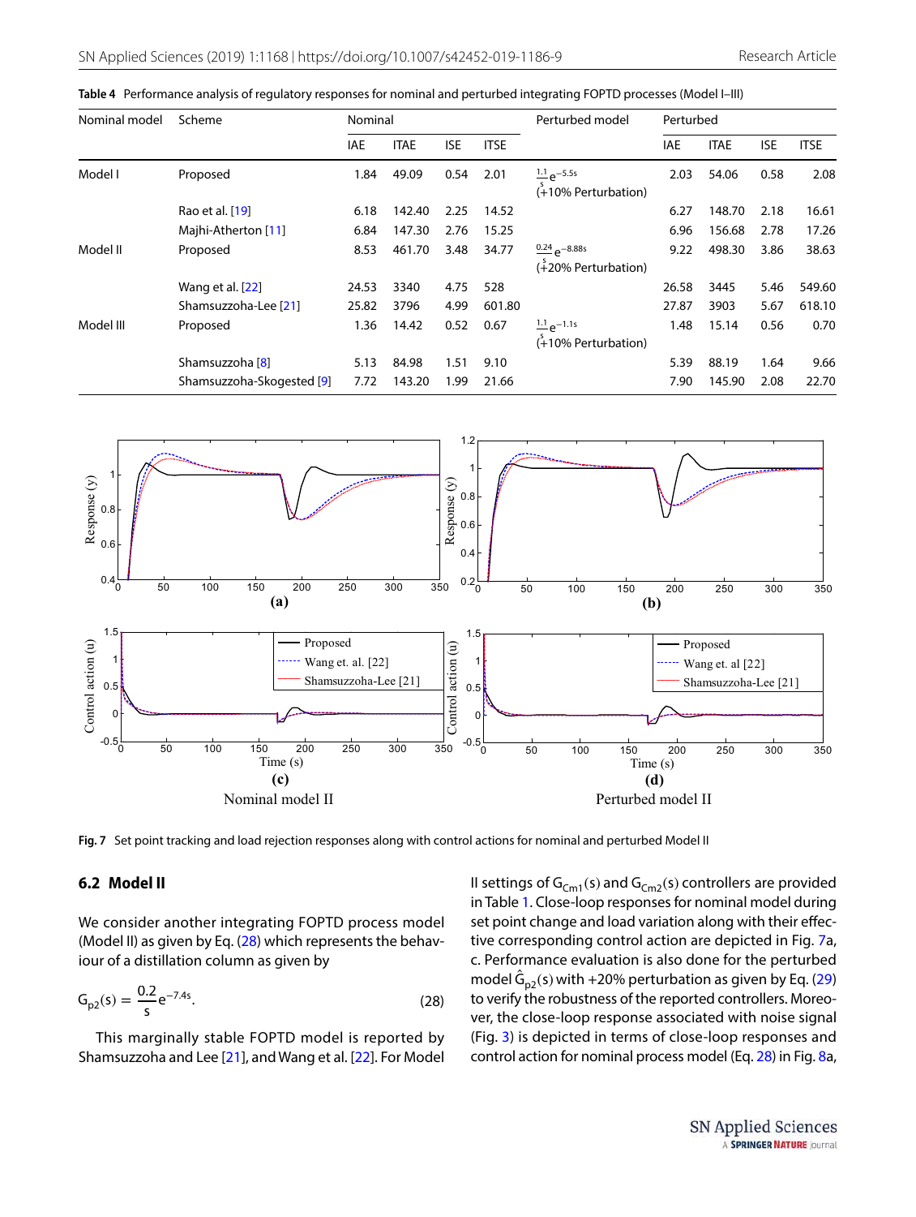**Table 4** Performance analysis of regulatory responses for nominal and perturbed integrating FOPTD processes (Model I–III)

| Nominal model | Scheme | Nominal | | | | Perturbed model | Perturbed | | | |
|---|---|---|---|---|---|---|---|---|---|---|
| | | IAE | ITAE | ISE | ITSE | | IAE | ITAE | ISE | ITSE |
| Model I | Proposed | 1.84 | 49.09 | 0.54 | 2.01 | $\frac{1.1}{s}e^{-5.5s}$ (+10% Perturbation) | 2.03 | 54.06 | 0.58 | 2.08 |
| | Rao et al. [19] | 6.18 | 142.40 | 2.25 | 14.52 | | 6.27 | 148.70 | 2.18 | 16.61 |
| | Majhi-Atherton [11] | 6.84 | 147.30 | 2.76 | 15.25 | | 6.96 | 156.68 | 2.78 | 17.26 |
| Model II | Proposed | 8.53 | 461.70 | 3.48 | 34.77 | $\frac{0.24}{s}e^{-8.88s}$ (+20% Perturbation) | 9.22 | 498.30 | 3.86 | 38.63 |
| | Wang et al. [22] | 24.53 | 3340 | 4.75 | 528 | | 26.58 | 3445 | 5.46 | 549.60 |
| | Shamsuzzoha-Lee [21] | 25.82 | 3796 | 4.99 | 601.80 | | 27.87 | 3903 | 5.67 | 618.10 |
| Model III | Proposed | 1.36 | 14.42 | 0.52 | 0.67 | $\frac{1.1}{s}e^{-1.1s}$ (+10% Perturbation) | 1.48 | 15.14 | 0.56 | 0.70 |
| | Shamsuzzoha [8] | 5.13 | 84.98 | 1.51 | 9.10 | | 5.39 | 88.19 | 1.64 | 9.66 |
| | Shamsuzzoha-Skogested [9] | 7.72 | 143.20 | 1.99 | 21.66 | | 7.90 | 145.90 | 2.08 | 22.70 |

**Fig. 7** Set point tracking and load rejection responses along with control actions for nominal and perturbed Model II

### 6.2 Model II

We consider another integrating FOPTD process model (Model II) as given by Eq. (28) which represents the behaviour of a distillation column as given by

$$G_{p2}(s) = \frac{0.2}{s}e^{-7.4s}. \tag{28}$$

This marginally stable FOPTD model is reported by Shamsuzzoha and Lee [21], and Wang et al. [22]. For Model II settings of $G_{Cm1}(s)$ and $G_{Cm2}(s)$ controllers are provided in Table 1. Close-loop responses for nominal model during set point change and load variation along with their effective corresponding control action are depicted in Fig. 7a, c. Performance evaluation is also done for the perturbed model $\hat{G}_{p2}(s)$ with +20% perturbation as given by Eq. (29) to verify the robustness of the reported controllers. Moreover, the close-loop response associated with noise signal (Fig. 3) is depicted in terms of close-loop responses and control action for nominal process model (Eq. 28) in Fig. 8a,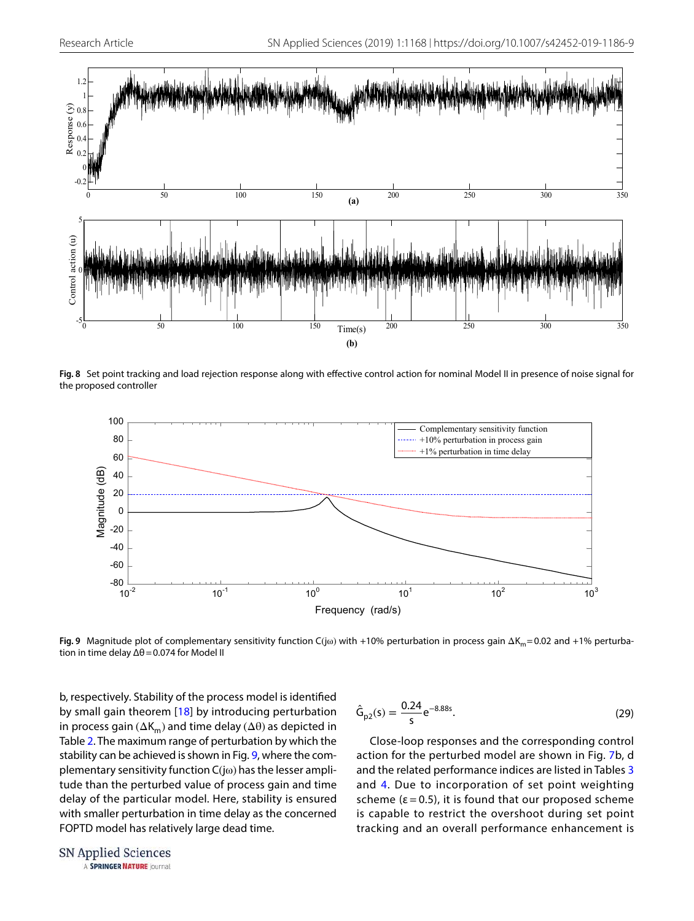**Fig. 8** Set point tracking and load rejection response along with effective control action for nominal Model II in presence of noise signal for the proposed controller

**Fig. 9** Magnitude plot of complementary sensitivity function C(jω) with +10% perturbation in process gain $\Delta K_m = 0.02$ and +1% perturbation in time delay $\Delta\theta = 0.074$ for Model II

b, respectively. Stability of the process model is identified by small gain theorem [18] by introducing perturbation in process gain ($\Delta K_m$) and time delay ($\Delta\theta$) as depicted in Table 2. The maximum range of perturbation by which the stability can be achieved is shown in Fig. 9, where the complementary sensitivity function C(jω) has the lesser amplitude than the perturbed value of process gain and time delay of the particular model. Here, stability is ensured with smaller perturbation in time delay as the concerned FOPTD model has relatively large dead time.

$$\hat{G}_{p2}(s) = \frac{0.24}{s} e^{-8.88s}. \tag{29}$$

Close-loop responses and the corresponding control action for the perturbed model are shown in Fig. 7b, d and the related performance indices are listed in Tables 3 and 4. Due to incorporation of set point weighting scheme ($\varepsilon = 0.5$), it is found that our proposed scheme is capable to restrict the overshoot during set point tracking and an overall performance enhancement is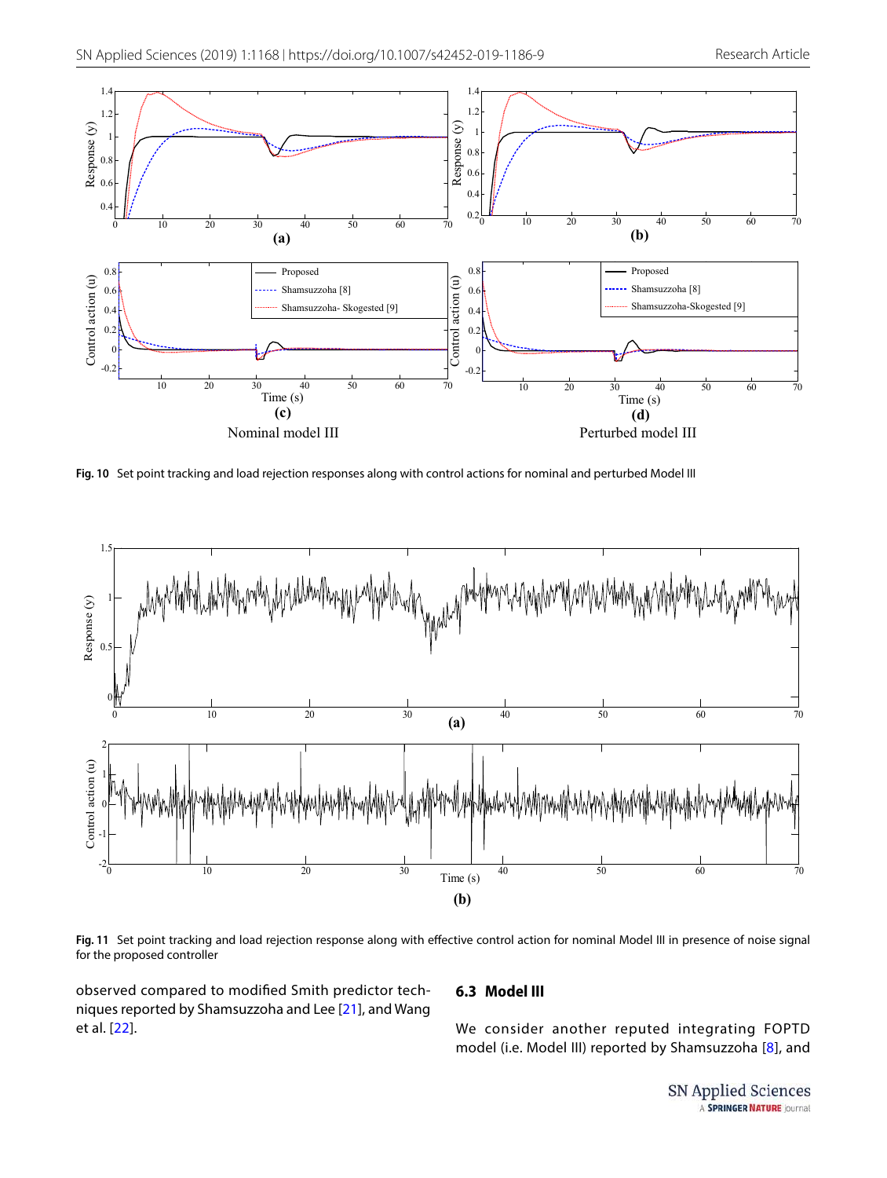Fig. 10 Set point tracking and load rejection responses along with control actions for nominal and perturbed Model III

Fig. 11 Set point tracking and load rejection response along with effective control action for nominal Model III in presence of noise signal for the proposed controller

observed compared to modified Smith predictor techniques reported by Shamsuzzoha and Lee [21], and Wang et al. [22].

## 6.3 Model III

We consider another reputed integrating FOPTD model (i.e. Model III) reported by Shamsuzzoha [8], and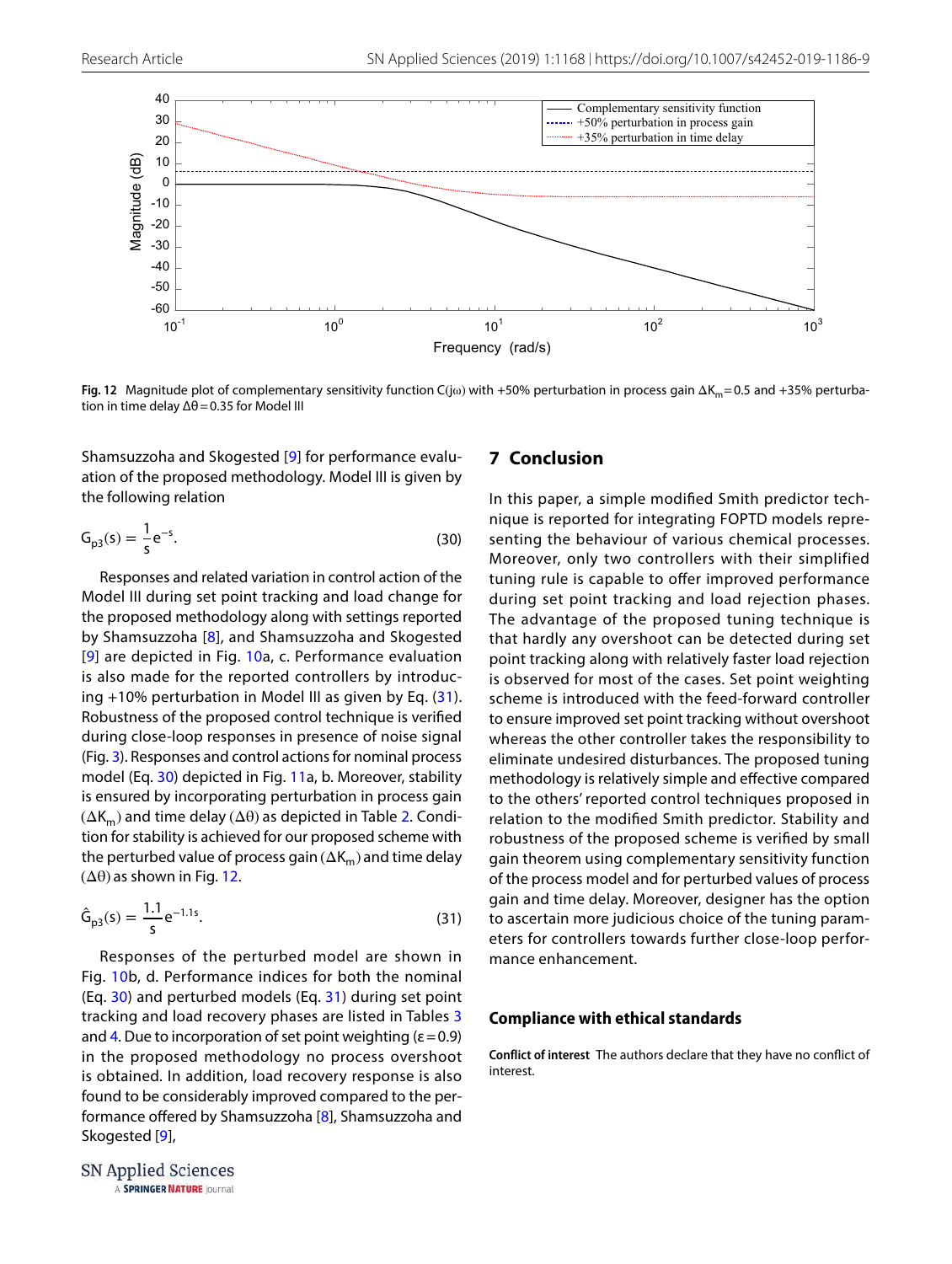**Fig. 12** Magnitude plot of complementary sensitivity function C(jω) with +50% perturbation in process gain $\Delta K_m = 0.5$ and +35% perturbation in time delay $\Delta\theta = 0.35$ for Model III

Shamsuzzoha and Skogested [9] for performance evaluation of the proposed methodology. Model III is given by the following relation

$$G_{p3}(s) = \frac{1}{s}e^{-s}. \tag{30}$$

Responses and related variation in control action of the Model III during set point tracking and load change for the proposed methodology along with settings reported by Shamsuzzoha [8], and Shamsuzzoha and Skogested [9] are depicted in Fig. 10a, c. Performance evaluation is also made for the reported controllers by introducing +10% perturbation in Model III as given by Eq. (31). Robustness of the proposed control technique is verified during close-loop responses in presence of noise signal (Fig. 3). Responses and control actions for nominal process model (Eq. 30) depicted in Fig. 11a, b. Moreover, stability is ensured by incorporating perturbation in process gain ($\Delta K_m$) and time delay ($\Delta\theta$) as depicted in Table 2. Condition for stability is achieved for our proposed scheme with the perturbed value of process gain ($\Delta K_m$) and time delay ($\Delta\theta$) as shown in Fig. 12.

$$\hat{G}_{p3}(s) = \frac{1.1}{s}e^{-1.1s}. \tag{31}$$

Responses of the perturbed model are shown in Fig. 10b, d. Performance indices for both the nominal (Eq. 30) and perturbed models (Eq. 31) during set point tracking and load recovery phases are listed in Tables 3 and 4. Due to incorporation of set point weighting ($\varepsilon = 0.9$) in the proposed methodology no process overshoot is obtained. In addition, load recovery response is also found to be considerably improved compared to the performance offered by Shamsuzzoha [8], Shamsuzzoha and Skogested [9],

## 7 Conclusion

In this paper, a simple modified Smith predictor technique is reported for integrating FOPTD models representing the behaviour of various chemical processes. Moreover, only two controllers with their simplified tuning rule is capable to offer improved performance during set point tracking and load rejection phases. The advantage of the proposed tuning technique is that hardly any overshoot can be detected during set point tracking along with relatively faster load rejection is observed for most of the cases. Set point weighting scheme is introduced with the feed-forward controller to ensure improved set point tracking without overshoot whereas the other controller takes the responsibility to eliminate undesired disturbances. The proposed tuning methodology is relatively simple and effective compared to the others' reported control techniques proposed in relation to the modified Smith predictor. Stability and robustness of the proposed scheme is verified by small gain theorem using complementary sensitivity function of the process model and for perturbed values of process gain and time delay. Moreover, designer has the option to ascertain more judicious choice of the tuning parameters for controllers towards further close-loop performance enhancement.

### Compliance with ethical standards

**Conflict of interest** The authors declare that they have no conflict of interest.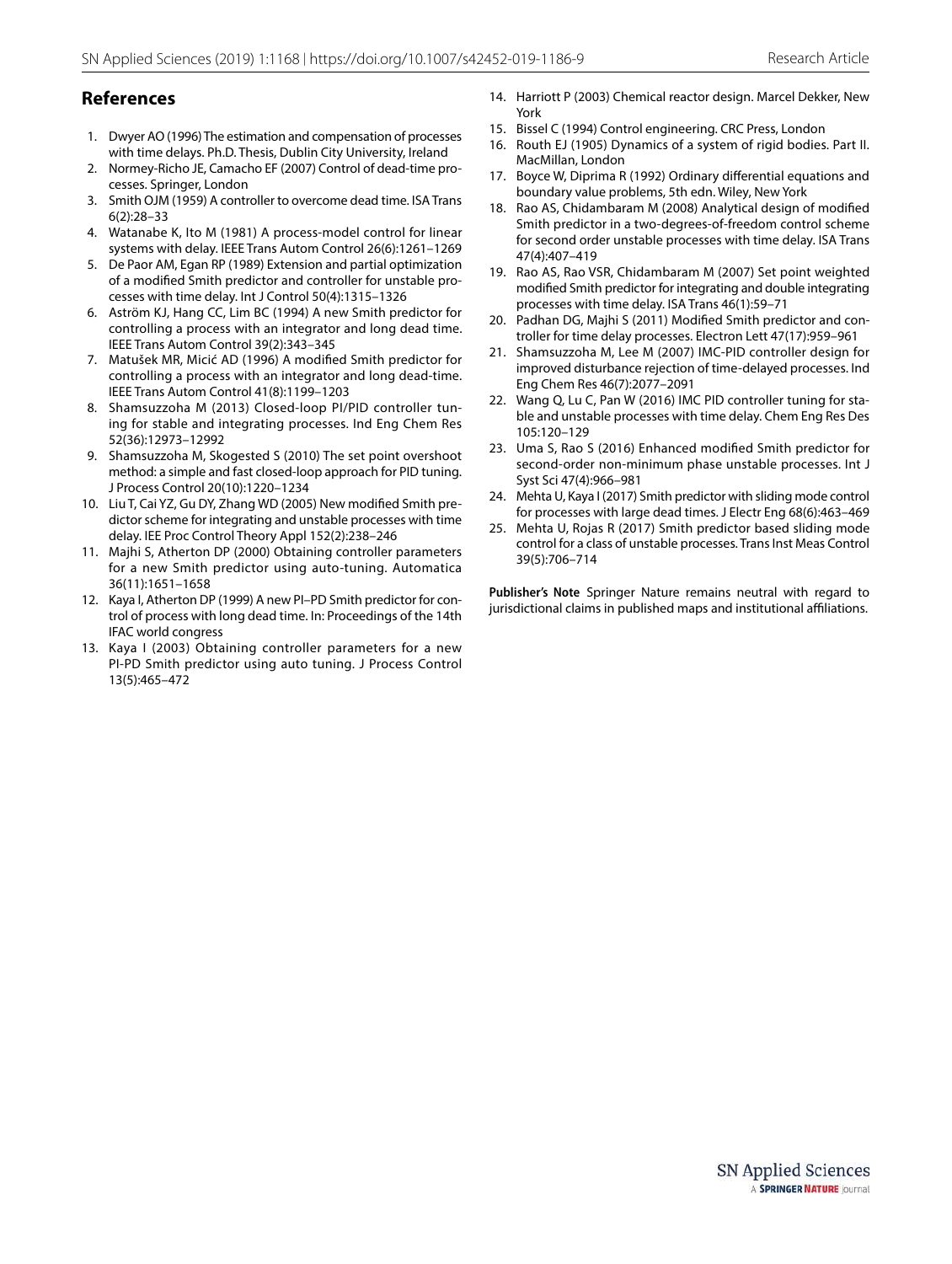## References

1. Dwyer AO (1996) The estimation and compensation of processes with time delays. Ph.D. Thesis, Dublin City University, Ireland
2. Normey-Richo JE, Camacho EF (2007) Control of dead-time processes. Springer, London
3. Smith OJM (1959) A controller to overcome dead time. ISA Trans 6(2):28–33
4. Watanabe K, Ito M (1981) A process-model control for linear systems with delay. IEEE Trans Autom Control 26(6):1261–1269
5. De Paor AM, Egan RP (1989) Extension and partial optimization of a modified Smith predictor and controller for unstable processes with time delay. Int J Control 50(4):1315–1326
6. Aström KJ, Hang CC, Lim BC (1994) A new Smith predictor for controlling a process with an integrator and long dead time. IEEE Trans Autom Control 39(2):343–345
7. Matušek MR, Micić AD (1996) A modified Smith predictor for controlling a process with an integrator and long dead-time. IEEE Trans Autom Control 41(8):1199–1203
8. Shamsuzzoha M (2013) Closed-loop PI/PID controller tuning for stable and integrating processes. Ind Eng Chem Res 52(36):12973–12992
9. Shamsuzzoha M, Skogested S (2010) The set point overshoot method: a simple and fast closed-loop approach for PID tuning. J Process Control 20(10):1220–1234
10. Liu T, Cai YZ, Gu DY, Zhang WD (2005) New modified Smith predictor scheme for integrating and unstable processes with time delay. IEE Proc Control Theory Appl 152(2):238–246
11. Majhi S, Atherton DP (2000) Obtaining controller parameters for a new Smith predictor using auto-tuning. Automatica 36(11):1651–1658
12. Kaya I, Atherton DP (1999) A new PI–PD Smith predictor for control of process with long dead time. In: Proceedings of the 14th IFAC world congress
13. Kaya I (2003) Obtaining controller parameters for a new PI-PD Smith predictor using auto tuning. J Process Control 13(5):465–472
14. Harriott P (2003) Chemical reactor design. Marcel Dekker, New York
15. Bissel C (1994) Control engineering. CRC Press, London
16. Routh EJ (1905) Dynamics of a system of rigid bodies. Part II. MacMillan, London
17. Boyce W, Diprima R (1992) Ordinary differential equations and boundary value problems, 5th edn. Wiley, New York
18. Rao AS, Chidambaram M (2008) Analytical design of modified Smith predictor in a two-degrees-of-freedom control scheme for second order unstable processes with time delay. ISA Trans 47(4):407–419
19. Rao AS, Rao VSR, Chidambaram M (2007) Set point weighted modified Smith predictor for integrating and double integrating processes with time delay. ISA Trans 46(1):59–71
20. Padhan DG, Majhi S (2011) Modified Smith predictor and controller for time delay processes. Electron Lett 47(17):959–961
21. Shamsuzzoha M, Lee M (2007) IMC-PID controller design for improved disturbance rejection of time-delayed processes. Ind Eng Chem Res 46(7):2077–2091
22. Wang Q, Lu C, Pan W (2016) IMC PID controller tuning for stable and unstable processes with time delay. Chem Eng Res Des 105:120–129
23. Uma S, Rao S (2016) Enhanced modified Smith predictor for second-order non-minimum phase unstable processes. Int J Syst Sci 47(4):966–981
24. Mehta U, Kaya I (2017) Smith predictor with sliding mode control for processes with large dead times. J Electr Eng 68(6):463–469
25. Mehta U, Rojas R (2017) Smith predictor based sliding mode control for a class of unstable processes. Trans Inst Meas Control 39(5):706–714

**Publisher's Note** Springer Nature remains neutral with regard to jurisdictional claims in published maps and institutional affiliations.